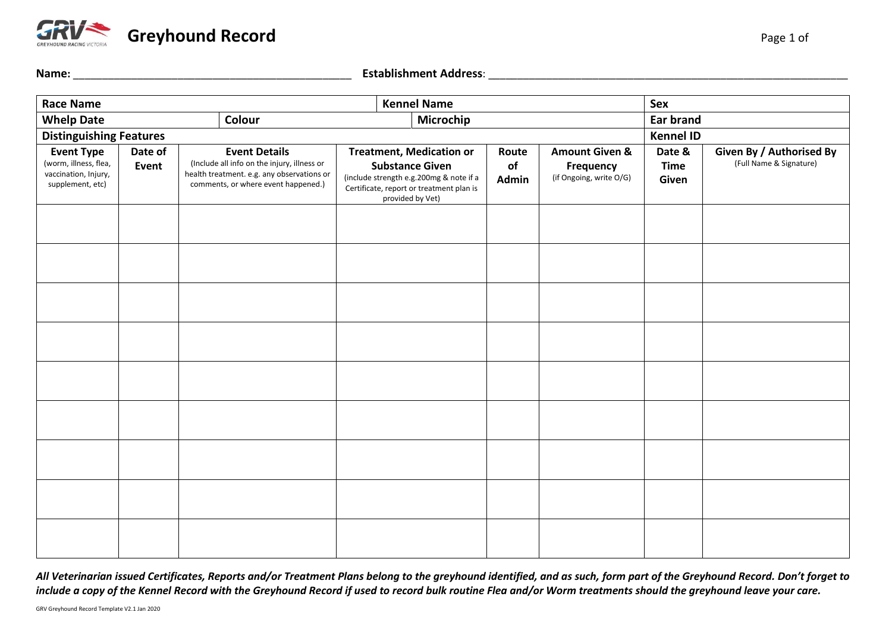# Greyhound Record

**Name:** ______________________________________________ **Establishment Address**: ____________________________________________________________

| **Race Name** | | | **Kennel Name** | | | **Sex** | |
|---|---|---|---|---|---|---|---|
| **Whelp Date** | | **Colour** | **Microchip** | | | **Ear brand** | |
| **Distinguishing Features** | | | | | | **Kennel ID** | |
| **Event Type** (worm, illness, flea, vaccination, Injury, supplement, etc) | **Date of Event** | **Event Details** (Include all info on the injury, illness or health treatment. e.g. any observations or comments, or where event happened.) | **Treatment, Medication or Substance Given** (include strength e.g.200mg & note if a Certificate, report or treatment plan is provided by Vet) | **Route of Admin** | **Amount Given & Frequency** (if Ongoing, write O/G) | **Date & Time Given** | **Given By / Authorised By** (Full Name & Signature) |
| | | | | | | | |
| | | | | | | | |
| | | | | | | | |
| | | | | | | | |
| | | | | | | | |
| | | | | | | | |
| | | | | | | | |
| | | | | | | | |
| | | | | | | | |

***All Veterinarian issued Certificates, Reports and/or Treatment Plans belong to the greyhound identified, and as such, form part of the Greyhound Record. Don't forget to include a copy of the Kennel Record with the Greyhound Record if used to record bulk routine Flea and/or Worm treatments should the greyhound leave your care.***

GRV Greyhound Record Template V2.1 Jan 2020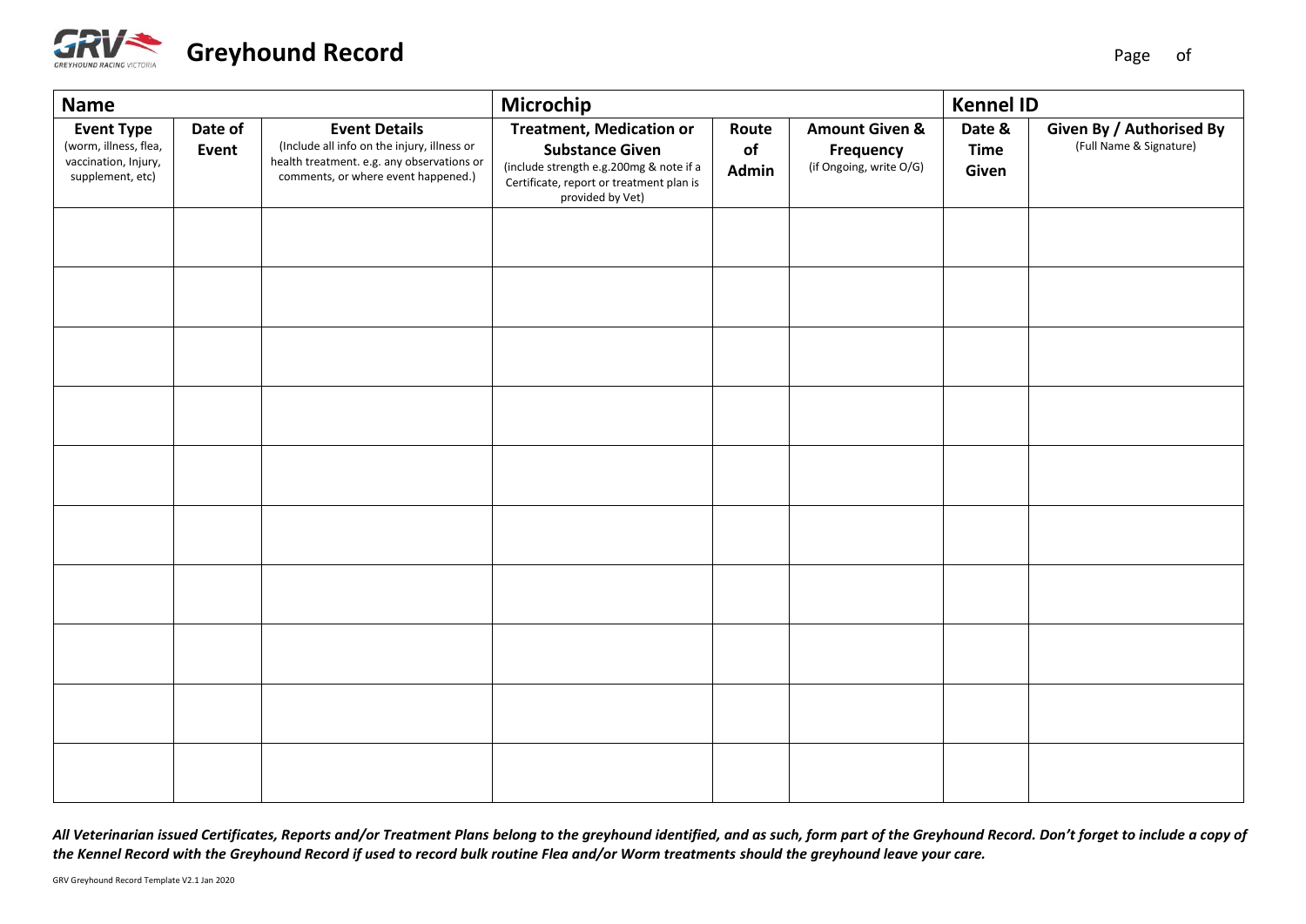# Greyhound Record

| Name | | | Microchip | | | Kennel ID | |
|---|---|---|---|---|---|---|---|
| **Event Type** (worm, illness, flea, vaccination, Injury, supplement, etc) | **Date of Event** | **Event Details** (Include all info on the injury, illness or health treatment. e.g. any observations or comments, or where event happened.) | **Treatment, Medication or Substance Given** (include strength e.g.200mg & note if a Certificate, report or treatment plan is provided by Vet) | **Route of Admin** | **Amount Given & Frequency** (if Ongoing, write O/G) | **Date & Time Given** | **Given By / Authorised By** (Full Name & Signature) |
| | | | | | | | |
| | | | | | | | |
| | | | | | | | |
| | | | | | | | |
| | | | | | | | |
| | | | | | | | |
| | | | | | | | |
| | | | | | | | |
| | | | | | | | |
| | | | | | | | |

***All Veterinarian issued Certificates, Reports and/or Treatment Plans belong to the greyhound identified, and as such, form part of the Greyhound Record. Don't forget to include a copy of the Kennel Record with the Greyhound Record if used to record bulk routine Flea and/or Worm treatments should the greyhound leave your care.***

GRV Greyhound Record Template V2.1 Jan 2020